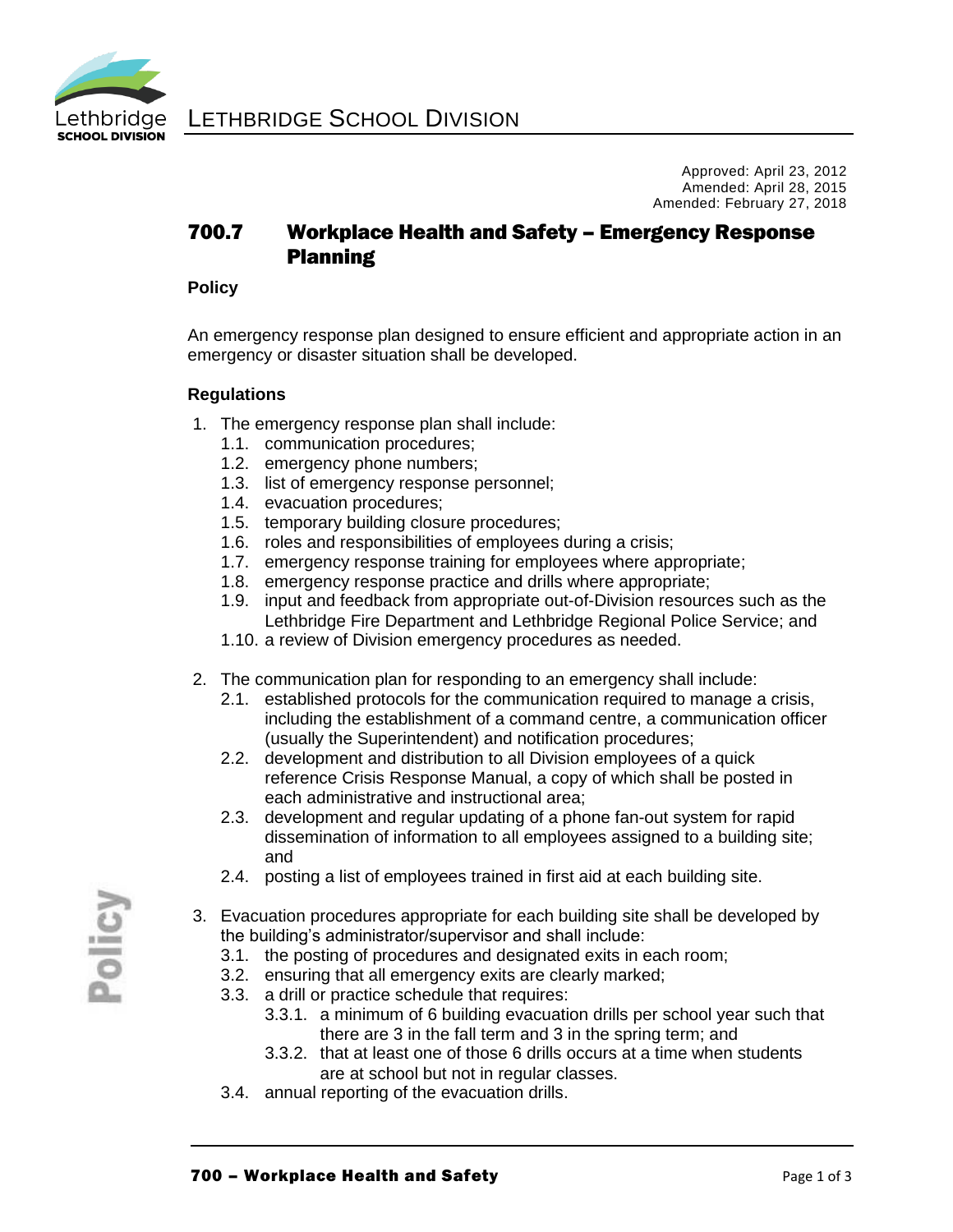# LETHBRIDGE SCHOOL DIVISION

Approved: April 23, 2012
Amended: April 28, 2015
Amended: February 27, 2018

## 700.7 Workplace Health and Safety – Emergency Response Planning

**Policy**

An emergency response plan designed to ensure efficient and appropriate action in an emergency or disaster situation shall be developed.

**Regulations**

1. The emergency response plan shall include:
   1.1. communication procedures;
   1.2. emergency phone numbers;
   1.3. list of emergency response personnel;
   1.4. evacuation procedures;
   1.5. temporary building closure procedures;
   1.6. roles and responsibilities of employees during a crisis;
   1.7. emergency response training for employees where appropriate;
   1.8. emergency response practice and drills where appropriate;
   1.9. input and feedback from appropriate out-of-Division resources such as the Lethbridge Fire Department and Lethbridge Regional Police Service; and
   1.10. a review of Division emergency procedures as needed.

2. The communication plan for responding to an emergency shall include:
   2.1. established protocols for the communication required to manage a crisis, including the establishment of a command centre, a communication officer (usually the Superintendent) and notification procedures;
   2.2. development and distribution to all Division employees of a quick reference Crisis Response Manual, a copy of which shall be posted in each administrative and instructional area;
   2.3. development and regular updating of a phone fan-out system for rapid dissemination of information to all employees assigned to a building site; and
   2.4. posting a list of employees trained in first aid at each building site.

3. Evacuation procedures appropriate for each building site shall be developed by the building's administrator/supervisor and shall include:
   3.1. the posting of procedures and designated exits in each room;
   3.2. ensuring that all emergency exits are clearly marked;
   3.3. a drill or practice schedule that requires:
      3.3.1. a minimum of 6 building evacuation drills per school year such that there are 3 in the fall term and 3 in the spring term; and
      3.3.2. that at least one of those 6 drills occurs at a time when students are at school but not in regular classes.
   3.4. annual reporting of the evacuation drills.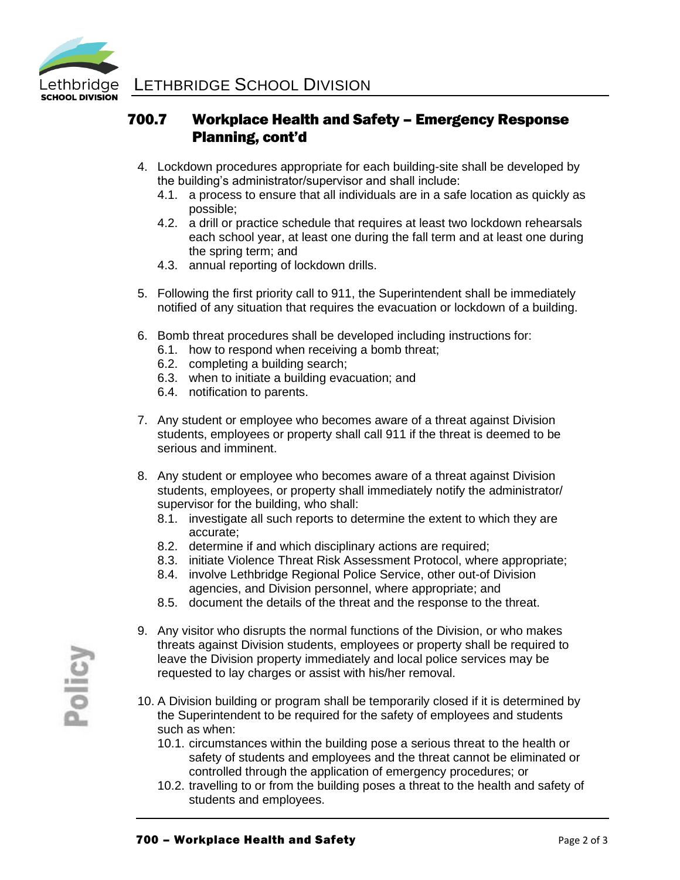## 700.7 Workplace Health and Safety – Emergency Response Planning, cont'd

4. Lockdown procedures appropriate for each building-site shall be developed by the building's administrator/supervisor and shall include:
   4.1. a process to ensure that all individuals are in a safe location as quickly as possible;
   4.2. a drill or practice schedule that requires at least two lockdown rehearsals each school year, at least one during the fall term and at least one during the spring term; and
   4.3. annual reporting of lockdown drills.

5. Following the first priority call to 911, the Superintendent shall be immediately notified of any situation that requires the evacuation or lockdown of a building.

6. Bomb threat procedures shall be developed including instructions for:
   6.1. how to respond when receiving a bomb threat;
   6.2. completing a building search;
   6.3. when to initiate a building evacuation; and
   6.4. notification to parents.

7. Any student or employee who becomes aware of a threat against Division students, employees or property shall call 911 if the threat is deemed to be serious and imminent.

8. Any student or employee who becomes aware of a threat against Division students, employees, or property shall immediately notify the administrator/ supervisor for the building, who shall:
   8.1. investigate all such reports to determine the extent to which they are accurate;
   8.2. determine if and which disciplinary actions are required;
   8.3. initiate Violence Threat Risk Assessment Protocol, where appropriate;
   8.4. involve Lethbridge Regional Police Service, other out-of Division agencies, and Division personnel, where appropriate; and
   8.5. document the details of the threat and the response to the threat.

9. Any visitor who disrupts the normal functions of the Division, or who makes threats against Division students, employees or property shall be required to leave the Division property immediately and local police services may be requested to lay charges or assist with his/her removal.

10. A Division building or program shall be temporarily closed if it is determined by the Superintendent to be required for the safety of employees and students such as when:
    10.1. circumstances within the building pose a serious threat to the health or safety of students and employees and the threat cannot be eliminated or controlled through the application of emergency procedures; or
    10.2. travelling to or from the building poses a threat to the health and safety of students and employees.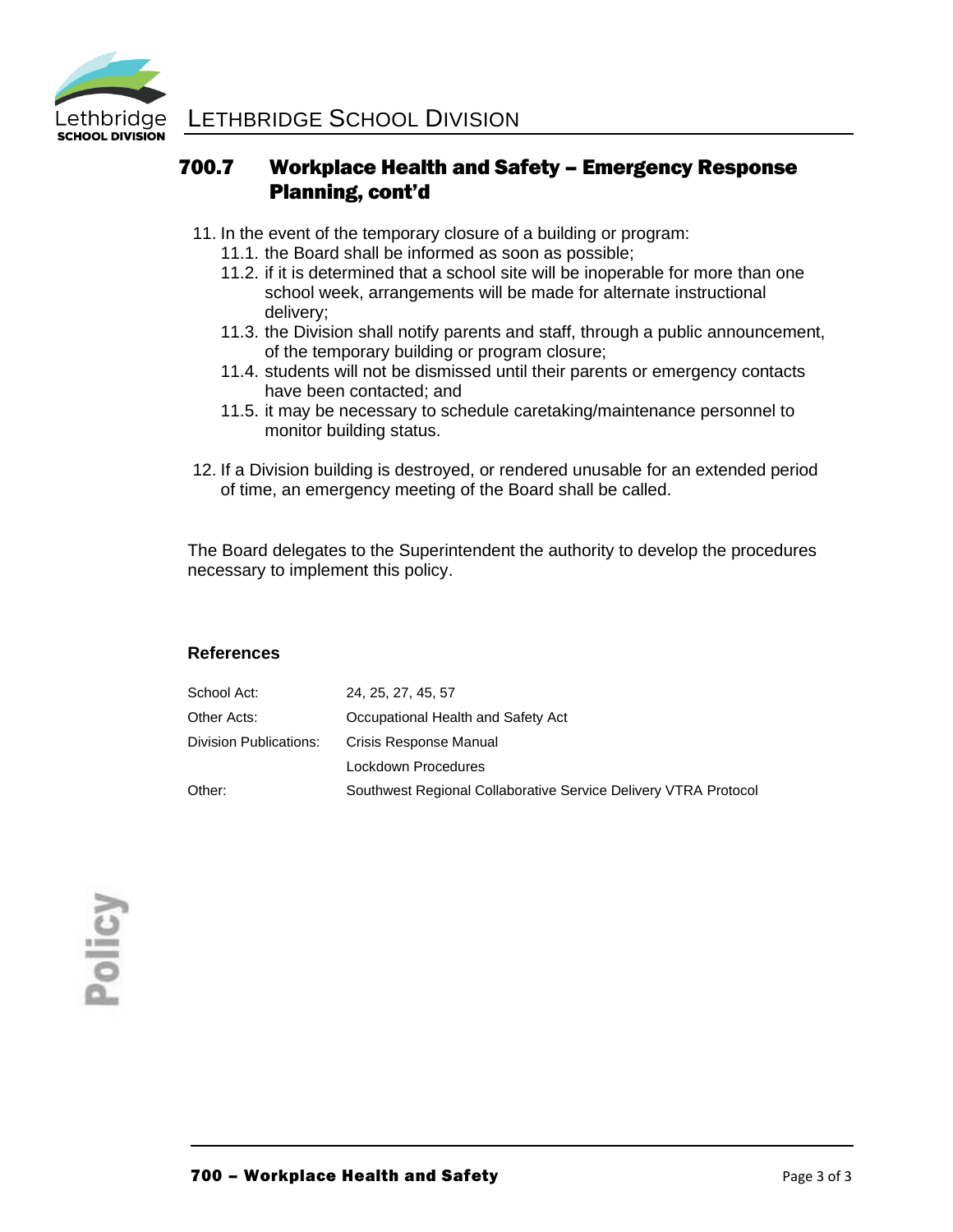## 700.7 Workplace Health and Safety – Emergency Response Planning, cont'd

11. In the event of the temporary closure of a building or program:
    - 11.1. the Board shall be informed as soon as possible;
    - 11.2. if it is determined that a school site will be inoperable for more than one school week, arrangements will be made for alternate instructional delivery;
    - 11.3. the Division shall notify parents and staff, through a public announcement, of the temporary building or program closure;
    - 11.4. students will not be dismissed until their parents or emergency contacts have been contacted; and
    - 11.5. it may be necessary to schedule caretaking/maintenance personnel to monitor building status.

12. If a Division building is destroyed, or rendered unusable for an extended period of time, an emergency meeting of the Board shall be called.

The Board delegates to the Superintendent the authority to develop the procedures necessary to implement this policy.

### References

| | |
|---|---|
| School Act: | 24, 25, 27, 45, 57 |
| Other Acts: | Occupational Health and Safety Act |
| Division Publications: | Crisis Response Manual |
| | Lockdown Procedures |
| Other: | Southwest Regional Collaborative Service Delivery VTRA Protocol |